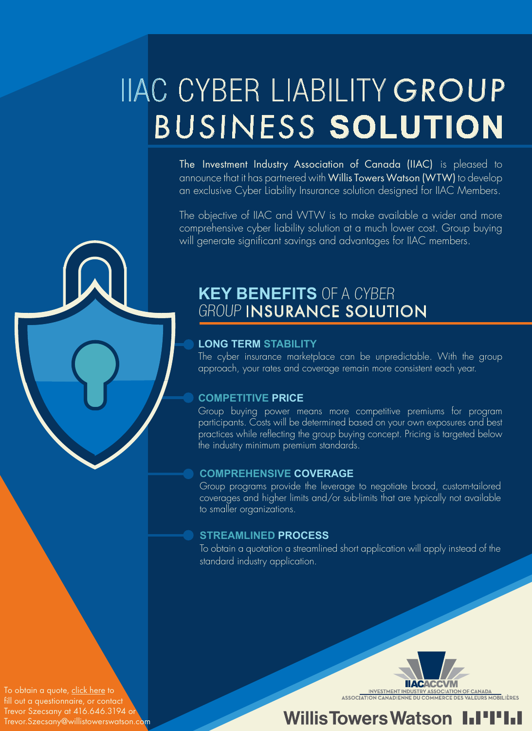# IIAC CYBER LIABILITY GROUP BUSINESS SOLUTION

The Investment Industry Association of Canada (IIAC) is pleased to announce that it has partnered with Willis Towers Watson (WTW) to develop an exclusive Cyber Liability Insurance solution designed for IIAC Members.

The objective of IIAC and WTW is to make available a wider and more comprehensive cyber liability solution at a much lower cost. Group buying will generate significant savings and advantages for IIAC members.

## KEY BENEFITS OF A *CYBER GROUP* INSURANCE SOLUTION

### LONG TERM STABILITY

The cyber insurance marketplace can be unpredictable. With the group approach, your rates and coverage remain more consistent each year.

### COMPETITIVE PRICE

Group buying power means more competitive premiums for program participants. Costs will be determined based on your own exposures and best practices while reflecting the group buying concept. Pricing is targeted below the industry minimum premium standards.

### COMPREHENSIVE COVERAGE

Group programs provide the leverage to negotiate broad, custom-tailored coverages and higher limits and/or sub-limits that are typically not available to smaller organizations.

### STREAMLINED PROCESS

To obtain a quotation a streamlined short application will apply instead of the standard industry application.

To obtain a quote, click here to fill out a questionnaire, or contact Trevor Szecsany at 416.646.3194 or Trevor.Szecsany@willistowerswatson.com

IIACACCVM
INVESTMENT INDUSTRY ASSOCIATION OF CANADA
ASSOCIATION CANADIENNE DU COMMERCE DES VALEURS MOBILIÈRES

Willis Towers Watson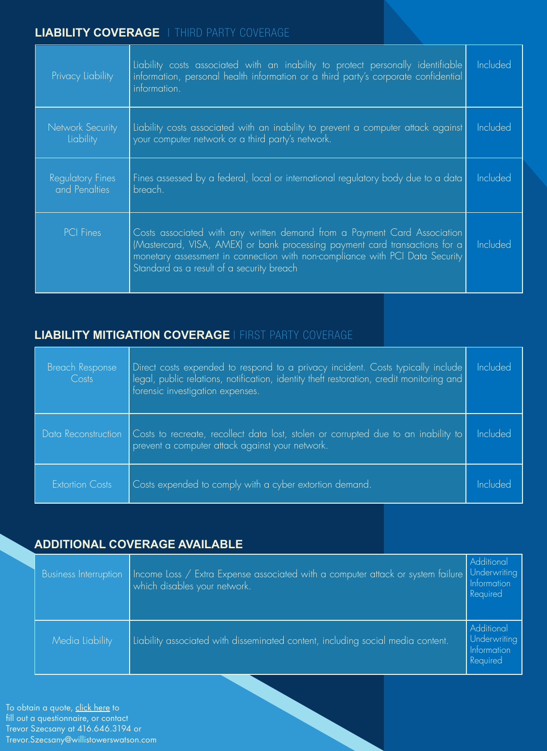## LIABILITY COVERAGE | THIRD PARTY COVERAGE

| | | |
|---|---|---|
| Privacy Liability | Liability costs associated with an inability to protect personally identifiable information, personal health information or a third party's corporate confidential information. | Included |
| Network Security Liability | Liability costs associated with an inability to prevent a computer attack against your computer network or a third party's network. | Included |
| Regulatory Fines and Penalties | Fines assessed by a federal, local or international regulatory body due to a data breach. | Included |
| PCI Fines | Costs associated with any written demand from a Payment Card Association (Mastercard, VISA, AMEX) or bank processing payment card transactions for a monetary assessment in connection with non-compliance with PCI Data Security Standard as a result of a security breach | Included |

## LIABILITY MITIGATION COVERAGE | FIRST PARTY COVERAGE

| | | |
|---|---|---|
| Breach Response Costs | Direct costs expended to respond to a privacy incident. Costs typically include legal, public relations, notification, identity theft restoration, credit monitoring and forensic investigation expenses. | Included |
| Data Reconstruction | Costs to recreate, recollect data lost, stolen or corrupted due to an inability to prevent a computer attack against your network. | Included |
| Extortion Costs | Costs expended to comply with a cyber extortion demand. | Included |

## ADDITIONAL COVERAGE AVAILABLE

| | | |
|---|---|---|
| Business Interruption | Income Loss / Extra Expense associated with a computer attack or system failure which disables your network. | Additional Underwriting Information Required |
| Media Liability | Liability associated with disseminated content, including social media content. | Additional Underwriting Information Required |

To obtain a quote, click here to fill out a questionnaire, or contact Trevor Szecsany at 416.646.3194 or Trevor.Szecsany@willistowerswatson.com